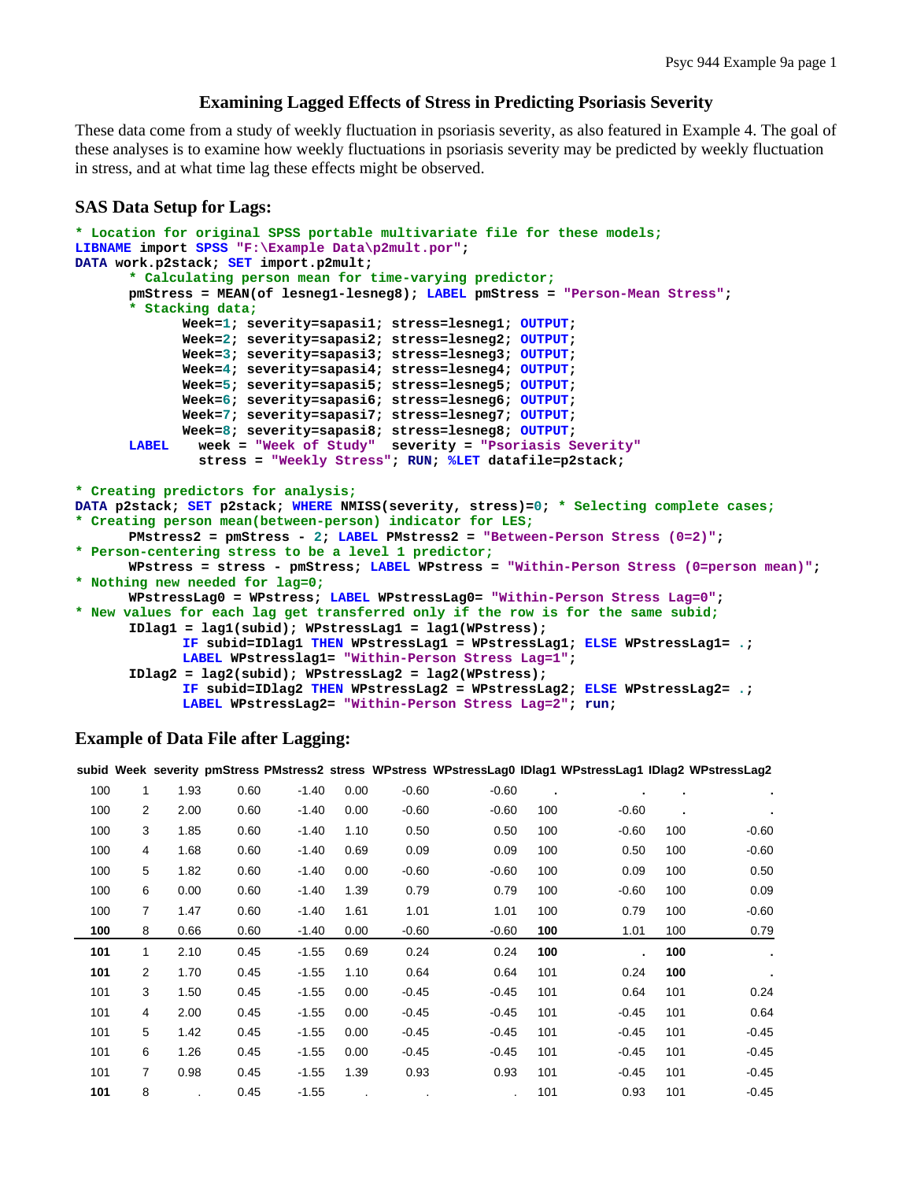# Examining Lagged Effects of Stress in Predicting Psoriasis Severity

These data come from a study of weekly fluctuation in psoriasis severity, as also featured in Example 4. The goal of these analyses is to examine how weekly fluctuations in psoriasis severity may be predicted by weekly fluctuation in stress, and at what time lag these effects might be observed.

## SAS Data Setup for Lags:

```
* Location for original SPSS portable multivariate file for these models;
LIBNAME import SPSS "F:\Example Data\p2mult.por";
DATA work.p2stack; SET import.p2mult;
      * Calculating person mean for time-varying predictor;
      pmStress = MEAN(of lesneg1-lesneg8); LABEL pmStress = "Person-Mean Stress";
      * Stacking data;
            Week=1; severity=sapasi1; stress=lesneg1; OUTPUT;
            Week=2; severity=sapasi2; stress=lesneg2; OUTPUT;
            Week=3; severity=sapasi3; stress=lesneg3; OUTPUT;
            Week=4; severity=sapasi4; stress=lesneg4; OUTPUT;
            Week=5; severity=sapasi5; stress=lesneg5; OUTPUT;
            Week=6; severity=sapasi6; stress=lesneg6; OUTPUT;
            Week=7; severity=sapasi7; stress=lesneg7; OUTPUT;
            Week=8; severity=sapasi8; stress=lesneg8; OUTPUT;
      LABEL   week = "Week of Study"  severity = "Psoriasis Severity"
              stress = "Weekly Stress"; RUN; %LET datafile=p2stack;

* Creating predictors for analysis;
DATA p2stack; SET p2stack; WHERE NMISS(severity, stress)=0; * Selecting complete cases;
* Creating person mean(between-person) indicator for LES;
      PMstress2 = pmStress - 2; LABEL PMstress2 = "Between-Person Stress (0=2)";
* Person-centering stress to be a level 1 predictor;
      WPstress = stress - pmStress; LABEL WPstress = "Within-Person Stress (0=person mean)";
* Nothing new needed for lag=0;
      WPstressLag0 = WPstress; LABEL WPstressLag0= "Within-Person Stress Lag=0";
* New values for each lag get transferred only if the row is for the same subid;
      IDlag1 = lag1(subid); WPstressLag1 = lag1(WPstress);
            IF subid=IDlag1 THEN WPstressLag1 = WPstressLag1; ELSE WPstressLag1= .;
            LABEL WPstresslag1= "Within-Person Stress Lag=1";
      IDlag2 = lag2(subid); WPstressLag2 = lag2(WPstress);
            IF subid=IDlag2 THEN WPstressLag2 = WPstressLag2; ELSE WPstressLag2= .;
            LABEL WPstressLag2= "Within-Person Stress Lag=2"; run;
```

## Example of Data File after Lagging:

| subid | Week | severity | pmStress | PMstress2 | stress | WPstress | WPstressLag0 | IDlag1 | WPstressLag1 | IDlag2 | WPstressLag2 |
|---|---|---|---|---|---|---|---|---|---|---|---|
| 100 | 1 | 1.93 | 0.60 | -1.40 | 0.00 | -0.60 | -0.60 | . | . | . | . |
| 100 | 2 | 2.00 | 0.60 | -1.40 | 0.00 | -0.60 | -0.60 | 100 | -0.60 | . | . |
| 100 | 3 | 1.85 | 0.60 | -1.40 | 1.10 | 0.50 | 0.50 | 100 | -0.60 | 100 | -0.60 |
| 100 | 4 | 1.68 | 0.60 | -1.40 | 0.69 | 0.09 | 0.09 | 100 | 0.50 | 100 | -0.60 |
| 100 | 5 | 1.82 | 0.60 | -1.40 | 0.00 | -0.60 | -0.60 | 100 | 0.09 | 100 | 0.50 |
| 100 | 6 | 0.00 | 0.60 | -1.40 | 1.39 | 0.79 | 0.79 | 100 | -0.60 | 100 | 0.09 |
| 100 | 7 | 1.47 | 0.60 | -1.40 | 1.61 | 1.01 | 1.01 | 100 | 0.79 | 100 | -0.60 |
| **100** | 8 | 0.66 | 0.60 | -1.40 | 0.00 | -0.60 | -0.60 | **100** | 1.01 | 100 | 0.79 |
| **101** | 1 | 2.10 | 0.45 | -1.55 | 0.69 | 0.24 | 0.24 | **100** | . | **100** | . |
| **101** | 2 | 1.70 | 0.45 | -1.55 | 1.10 | 0.64 | 0.64 | 101 | 0.24 | **100** | . |
| 101 | 3 | 1.50 | 0.45 | -1.55 | 0.00 | -0.45 | -0.45 | 101 | 0.64 | 101 | 0.24 |
| 101 | 4 | 2.00 | 0.45 | -1.55 | 0.00 | -0.45 | -0.45 | 101 | -0.45 | 101 | 0.64 |
| 101 | 5 | 1.42 | 0.45 | -1.55 | 0.00 | -0.45 | -0.45 | 101 | -0.45 | 101 | -0.45 |
| 101 | 6 | 1.26 | 0.45 | -1.55 | 0.00 | -0.45 | -0.45 | 101 | -0.45 | 101 | -0.45 |
| 101 | 7 | 0.98 | 0.45 | -1.55 | 1.39 | 0.93 | 0.93 | 101 | -0.45 | 101 | -0.45 |
| **101** | 8 | . | 0.45 | -1.55 | . | . | . | 101 | 0.93 | 101 | -0.45 |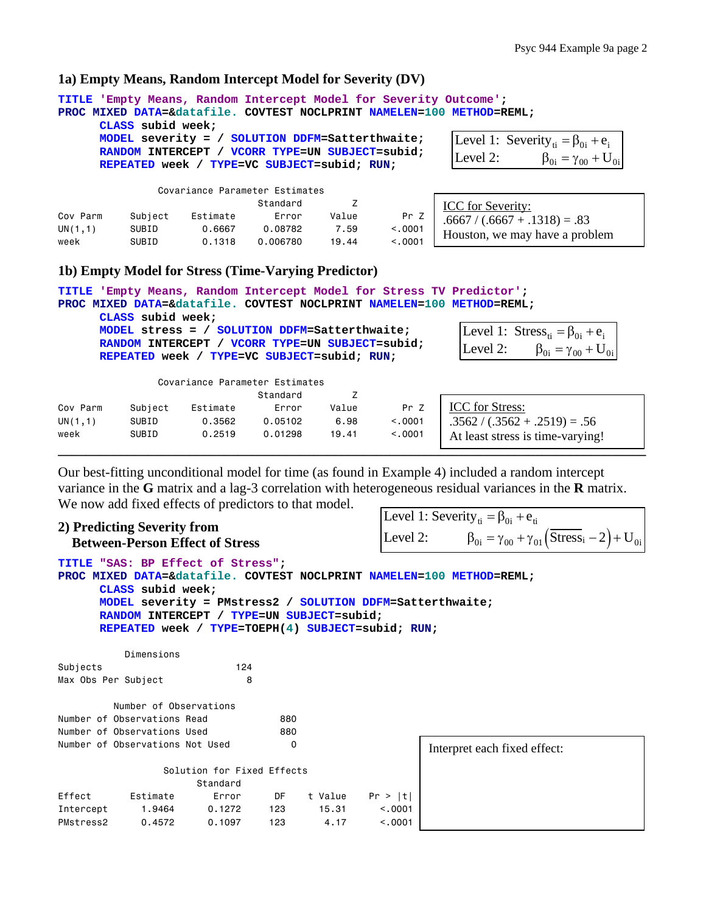## 1a) Empty Means, Random Intercept Model for Severity (DV)

```
TITLE 'Empty Means, Random Intercept Model for Severity Outcome';
PROC MIXED DATA=&datafile. COVTEST NOCLPRINT NAMELEN=100 METHOD=REML;
      CLASS subid week;
      MODEL severity = / SOLUTION DDFM=Satterthwaite;
      RANDOM INTERCEPT / VCORR TYPE=UN SUBJECT=subid;
      REPEATED week / TYPE=VC SUBJECT=subid; RUN;
```

Level 1: $\text{Severity}_{ti} = \beta_{0i} + e_i$

Level 2: $\beta_{0i} = \gamma_{00} + U_{0i}$

Covariance Parameter Estimates

| Cov Parm | Subject | Estimate | Standard Error | Z Value | Pr Z |
|---|---|---|---|---|---|
| UN(1,1) | SUBID | 0.6667 | 0.08782 | 7.59 | <.0001 |
| week | SUBID | 0.1318 | 0.006780 | 19.44 | <.0001 |

ICC for Severity:
.6667 / (.6667 + .1318) = .83
Houston, we may have a problem

## 1b) Empty Model for Stress (Time-Varying Predictor)

```
TITLE 'Empty Means, Random Intercept Model for Stress TV Predictor';
PROC MIXED DATA=&datafile. COVTEST NOCLPRINT NAMELEN=100 METHOD=REML;
      CLASS subid week;
      MODEL stress = / SOLUTION DDFM=Satterthwaite;
      RANDOM INTERCEPT / VCORR TYPE=UN SUBJECT=subid;
      REPEATED week / TYPE=VC SUBJECT=subid; RUN;
```

Level 1: $\text{Stress}_{ti} = \beta_{0i} + e_i$

Level 2: $\beta_{0i} = \gamma_{00} + U_{0i}$

Covariance Parameter Estimates

| Cov Parm | Subject | Estimate | Standard Error | Z Value | Pr Z |
|---|---|---|---|---|---|
| UN(1,1) | SUBID | 0.3562 | 0.05102 | 6.98 | <.0001 |
| week | SUBID | 0.2519 | 0.01298 | 19.41 | <.0001 |

ICC for Stress:
.3562 / (.3562 + .2519) = .56
At least stress is time-varying!

---

Our best-fitting unconditional model for time (as found in Example 4) included a random intercept variance in the **G** matrix and a lag-3 correlation with heterogeneous residual variances in the **R** matrix. We now add fixed effects of predictors to that model.

## 2) Predicting Severity from Between-Person Effect of Stress

Level 1: $\text{Severity}_{ti} = \beta_{0i} + e_{ti}$

Level 2: $\beta_{0i} = \gamma_{00} + \gamma_{01}\left(\overline{\text{Stress}}_i - 2\right) + U_{0i}$

```
TITLE "SAS: BP Effect of Stress";
PROC MIXED DATA=&datafile. COVTEST NOCLPRINT NAMELEN=100 METHOD=REML;
      CLASS subid week;
      MODEL severity = PMstress2 / SOLUTION DDFM=Satterthwaite;
      RANDOM INTERCEPT / TYPE=UN SUBJECT=subid;
      REPEATED week / TYPE=TOEPH(4) SUBJECT=subid; RUN;
```

Dimensions

| | |
|---|---|
| Subjects | 124 |
| Max Obs Per Subject | 8 |

Number of Observations

| | |
|---|---|
| Number of Observations Read | 880 |
| Number of Observations Used | 880 |
| Number of Observations Not Used | 0 |

Solution for Fixed Effects

| Effect | Estimate | Standard Error | DF | t Value | Pr > \|t\| |
|---|---|---|---|---|---|
| Intercept | 1.9464 | 0.1272 | 123 | 15.31 | <.0001 |
| PMstress2 | 0.4572 | 0.1097 | 123 | 4.17 | <.0001 |

Interpret each fixed effect: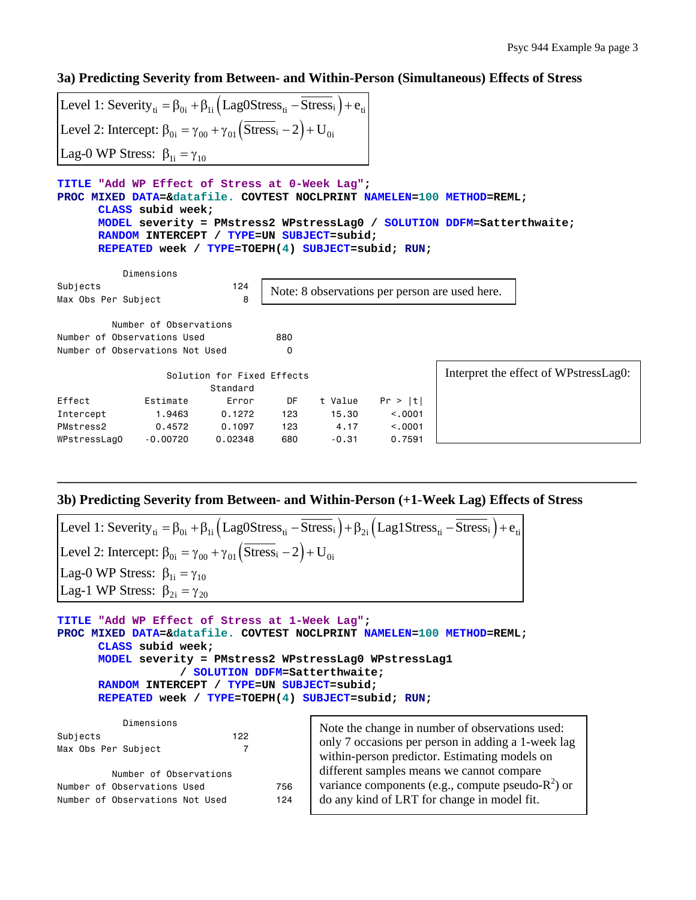### 3a) Predicting Severity from Between- and Within-Person (Simultaneous) Effects of Stress

$$\text{Level 1: Severity}_{ti} = \beta_{0i} + \beta_{1i}\left(\text{Lag0Stress}_{ti} - \overline{\text{Stress}}_i\right) + e_{ti}$$

$$\text{Level 2: Intercept: } \beta_{0i} = \gamma_{00} + \gamma_{01}\left(\overline{\text{Stress}}_i - 2\right) + U_{0i}$$

$$\text{Lag-0 WP Stress: } \beta_{1i} = \gamma_{10}$$

```
TITLE "Add WP Effect of Stress at 0-Week Lag";
PROC MIXED DATA=&datafile. COVTEST NOCLPRINT NAMELEN=100 METHOD=REML;
      CLASS subid week;
      MODEL severity = PMstress2 WPstressLag0 / SOLUTION DDFM=Satterthwaite;
      RANDOM INTERCEPT / TYPE=UN SUBJECT=subid;
      REPEATED week / TYPE=TOEPH(4) SUBJECT=subid; RUN;
```

```
           Dimensions
Subjects                    124
Max Obs Per Subject           8
```

Note: 8 observations per person are used here.

```
        Number of Observations
Number of Observations Used         880
Number of Observations Not Used       0
```

Solution for Fixed Effects

| Effect | Estimate | Standard Error | DF | t Value | Pr > \|t\| |
|---|---|---|---|---|---|
| Intercept | 1.9463 | 0.1272 | 123 | 15.30 | <.0001 |
| PMstress2 | 0.4572 | 0.1097 | 123 | 4.17 | <.0001 |
| WPstressLag0 | -0.00720 | 0.02348 | 680 | -0.31 | 0.7591 |

Interpret the effect of WPstressLag0:

---

### 3b) Predicting Severity from Between- and Within-Person (+1-Week Lag) Effects of Stress

$$\text{Level 1: Severity}_{ti} = \beta_{0i} + \beta_{1i}\left(\text{Lag0Stress}_{ti} - \overline{\text{Stress}}_i\right) + \beta_{2i}\left(\text{Lag1Stress}_{ti} - \overline{\text{Stress}}_i\right) + e_{ti}$$

$$\text{Level 2: Intercept: } \beta_{0i} = \gamma_{00} + \gamma_{01}\left(\overline{\text{Stress}}_i - 2\right) + U_{0i}$$

$$\text{Lag-0 WP Stress: } \beta_{1i} = \gamma_{10}$$

$$\text{Lag-1 WP Stress: } \beta_{2i} = \gamma_{20}$$

```
TITLE "Add WP Effect of Stress at 1-Week Lag";
PROC MIXED DATA=&datafile. COVTEST NOCLPRINT NAMELEN=100 METHOD=REML;
      CLASS subid week;
      MODEL severity = PMstress2 WPstressLag0 WPstressLag1
                  / SOLUTION DDFM=Satterthwaite;
      RANDOM INTERCEPT / TYPE=UN SUBJECT=subid;
      REPEATED week / TYPE=TOEPH(4) SUBJECT=subid; RUN;
```

```
           Dimensions
Subjects                    122
Max Obs Per Subject           7

        Number of Observations
Number of Observations Used         756
Number of Observations Not Used     124
```

Note the change in number of observations used: only 7 occasions per person in adding a 1-week lag within-person predictor. Estimating models on different samples means we cannot compare variance components (e.g., compute pseudo-$R^2$) or do any kind of LRT for change in model fit.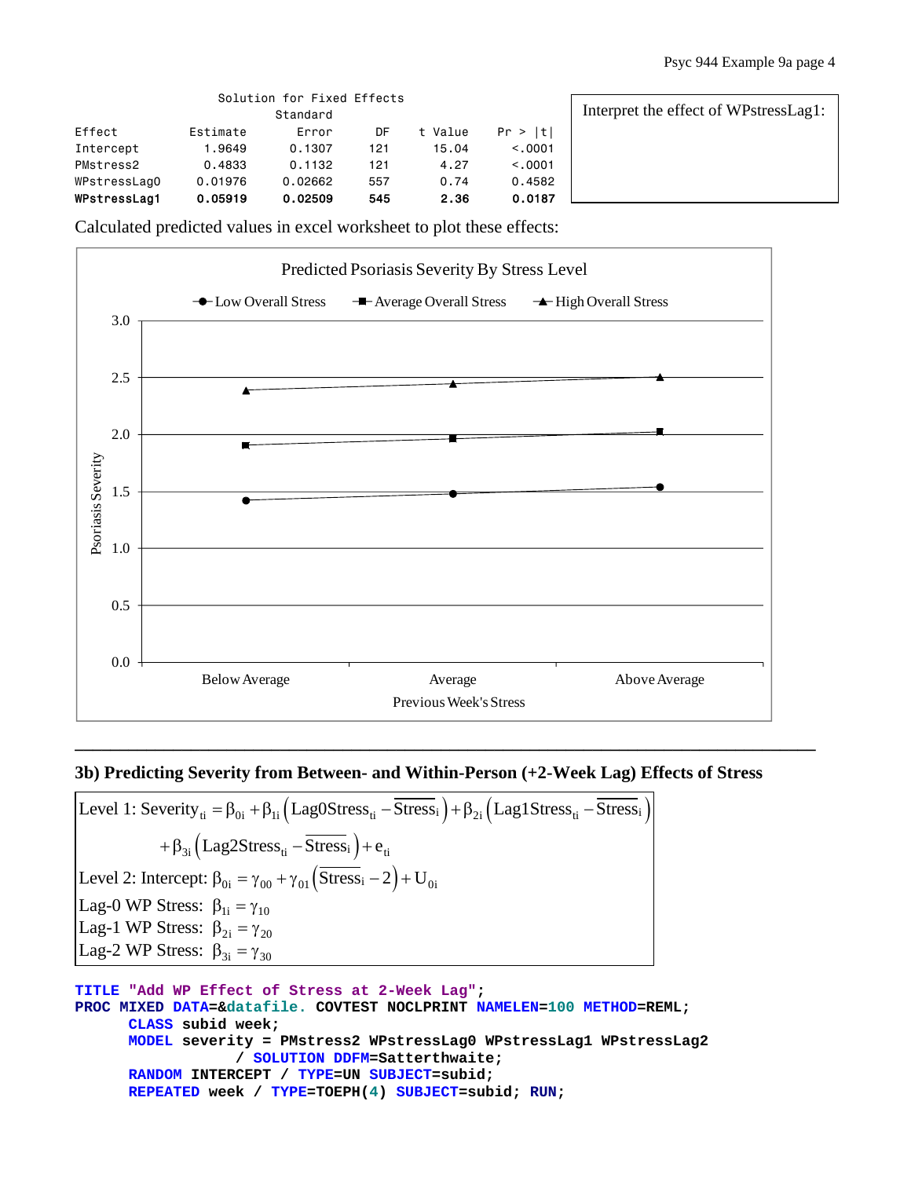Solution for Fixed Effects

| Effect | Estimate | Standard Error | DF | t Value | Pr > \|t\| |
|---|---|---|---|---|---|
| Intercept | 1.9649 | 0.1307 | 121 | 15.04 | <.0001 |
| PMstress2 | 0.4833 | 0.1132 | 121 | 4.27 | <.0001 |
| WPstressLag0 | 0.01976 | 0.02662 | 557 | 0.74 | 0.4582 |
| **WPstressLag1** | **0.05919** | **0.02509** | **545** | **2.36** | **0.0187** |

Interpret the effect of WPstressLag1:

Calculated predicted values in excel worksheet to plot these effects:

**Predicted Psoriasis Severity By Stress Level**

(Legend: Low Overall Stress, Average Overall Stress, High Overall Stress; y-axis: Psoriasis Severity, 0.0–3.0; x-axis: Previous Week's Stress — Below Average, Average, Above Average)

---

### 3b) Predicting Severity from Between- and Within-Person (+2-Week Lag) Effects of Stress

$$\text{Level 1: Severity}_{ti} = \beta_{0i} + \beta_{1i}\left(\text{Lag0Stress}_{ti} - \overline{\text{Stress}}_i\right) + \beta_{2i}\left(\text{Lag1Stress}_{ti} - \overline{\text{Stress}}_i\right)$$

$$+ \beta_{3i}\left(\text{Lag2Stress}_{ti} - \overline{\text{Stress}}_i\right) + e_{ti}$$

$$\text{Level 2: Intercept: } \beta_{0i} = \gamma_{00} + \gamma_{01}\left(\overline{\text{Stress}}_i - 2\right) + U_{0i}$$

$$\text{Lag-0 WP Stress: } \beta_{1i} = \gamma_{10}$$

$$\text{Lag-1 WP Stress: } \beta_{2i} = \gamma_{20}$$

$$\text{Lag-2 WP Stress: } \beta_{3i} = \gamma_{30}$$

```
TITLE "Add WP Effect of Stress at 2-Week Lag";
PROC MIXED DATA=&datafile. COVTEST NOCLPRINT NAMELEN=100 METHOD=REML;
      CLASS subid week;
      MODEL severity = PMstress2 WPstressLag0 WPstressLag1 WPstressLag2
                / SOLUTION DDFM=Satterthwaite;
      RANDOM INTERCEPT / TYPE=UN SUBJECT=subid;
      REPEATED week / TYPE=TOEPH(4) SUBJECT=subid; RUN;
```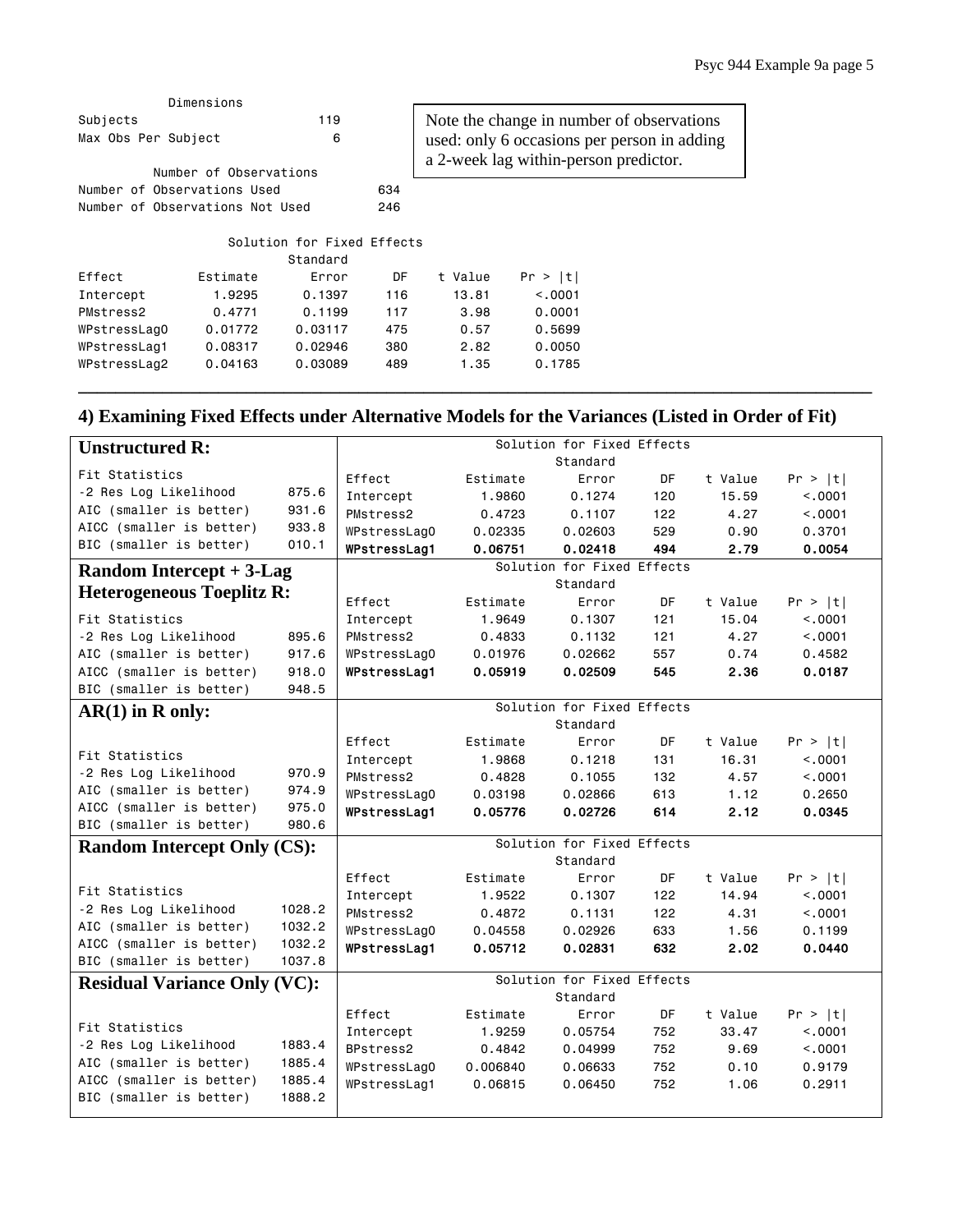| Dimensions | |
|---|---|
| Subjects | 119 |
| Max Obs Per Subject | 6 |

Note the change in number of observations used: only 6 occasions per person in adding a 2-week lag within-person predictor.

| Number of Observations | |
|---|---|
| Number of Observations Used | 634 |
| Number of Observations Not Used | 246 |

Solution for Fixed Effects

| Effect | Estimate | Standard Error | DF | t Value | Pr > \|t\| |
|---|---|---|---|---|---|
| Intercept | 1.9295 | 0.1397 | 116 | 13.81 | <.0001 |
| PMstress2 | 0.4771 | 0.1199 | 117 | 3.98 | 0.0001 |
| WPstressLag0 | 0.01772 | 0.03117 | 475 | 0.57 | 0.5699 |
| WPstressLag1 | 0.08317 | 0.02946 | 380 | 2.82 | 0.0050 |
| WPstressLag2 | 0.04163 | 0.03089 | 489 | 1.35 | 0.1785 |

## 4) Examining Fixed Effects under Alternative Models for the Variances (Listed in Order of Fit)

**Unstructured R:**

| Fit Statistics | |
|---|---|
| -2 Res Log Likelihood | 875.6 |
| AIC (smaller is better) | 931.6 |
| AICC (smaller is better) | 933.8 |
| BIC (smaller is better) | 010.1 |

Solution for Fixed Effects

| Effect | Estimate | Standard Error | DF | t Value | Pr > \|t\| |
|---|---|---|---|---|---|
| Intercept | 1.9860 | 0.1274 | 120 | 15.59 | <.0001 |
| PMstress2 | 0.4723 | 0.1107 | 122 | 4.27 | <.0001 |
| WPstressLag0 | 0.02335 | 0.02603 | 529 | 0.90 | 0.3701 |
| **WPstressLag1** | **0.06751** | **0.02418** | **494** | **2.79** | **0.0054** |

**Random Intercept + 3-Lag Heterogeneous Toeplitz R:**

| Fit Statistics | |
|---|---|
| -2 Res Log Likelihood | 895.6 |
| AIC (smaller is better) | 917.6 |
| AICC (smaller is better) | 918.0 |
| BIC (smaller is better) | 948.5 |

Solution for Fixed Effects

| Effect | Estimate | Standard Error | DF | t Value | Pr > \|t\| |
|---|---|---|---|---|---|
| Intercept | 1.9649 | 0.1307 | 121 | 15.04 | <.0001 |
| PMstress2 | 0.4833 | 0.1132 | 121 | 4.27 | <.0001 |
| WPstressLag0 | 0.01976 | 0.02662 | 557 | 0.74 | 0.4582 |
| **WPstressLag1** | **0.05919** | **0.02509** | **545** | **2.36** | **0.0187** |

**AR(1) in R only:**

| Fit Statistics | |
|---|---|
| -2 Res Log Likelihood | 970.9 |
| AIC (smaller is better) | 974.9 |
| AICC (smaller is better) | 975.0 |
| BIC (smaller is better) | 980.6 |

Solution for Fixed Effects

| Effect | Estimate | Standard Error | DF | t Value | Pr > \|t\| |
|---|---|---|---|---|---|
| Intercept | 1.9868 | 0.1218 | 131 | 16.31 | <.0001 |
| PMstress2 | 0.4828 | 0.1055 | 132 | 4.57 | <.0001 |
| WPstressLag0 | 0.03198 | 0.02866 | 613 | 1.12 | 0.2650 |
| **WPstressLag1** | **0.05776** | **0.02726** | **614** | **2.12** | **0.0345** |

**Random Intercept Only (CS):**

| Fit Statistics | |
|---|---|
| -2 Res Log Likelihood | 1028.2 |
| AIC (smaller is better) | 1032.2 |
| AICC (smaller is better) | 1032.2 |
| BIC (smaller is better) | 1037.8 |

Solution for Fixed Effects

| Effect | Estimate | Standard Error | DF | t Value | Pr > \|t\| |
|---|---|---|---|---|---|
| Intercept | 1.9522 | 0.1307 | 122 | 14.94 | <.0001 |
| PMstress2 | 0.4872 | 0.1131 | 122 | 4.31 | <.0001 |
| WPstressLag0 | 0.04558 | 0.02926 | 633 | 1.56 | 0.1199 |
| **WPstressLag1** | **0.05712** | **0.02831** | **632** | **2.02** | **0.0440** |

**Residual Variance Only (VC):**

| Fit Statistics | |
|---|---|
| -2 Res Log Likelihood | 1883.4 |
| AIC (smaller is better) | 1885.4 |
| AICC (smaller is better) | 1885.4 |
| BIC (smaller is better) | 1888.2 |

Solution for Fixed Effects

| Effect | Estimate | Standard Error | DF | t Value | Pr > \|t\| |
|---|---|---|---|---|---|
| Intercept | 1.9259 | 0.05754 | 752 | 33.47 | <.0001 |
| BPstress2 | 0.4842 | 0.04999 | 752 | 9.69 | <.0001 |
| WPstressLag0 | 0.006840 | 0.06633 | 752 | 0.10 | 0.9179 |
| WPstressLag1 | 0.06815 | 0.06450 | 752 | 1.06 | 0.2911 |